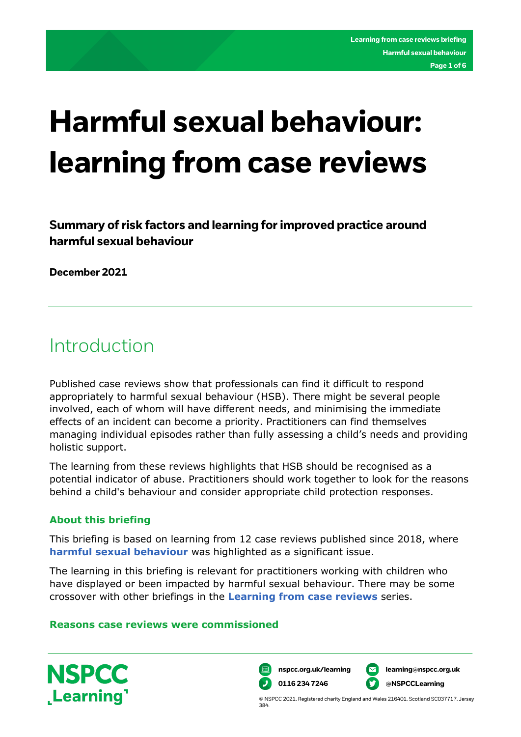# Harmful sexual behaviour: learning from case reviews

**Summary of risk factors and learning for improved practice around harmful sexual behaviour**

**December 2021**

## Introduction

Published case reviews show that professionals can find it difficult to respond appropriately to harmful sexual behaviour (HSB). There might be several people involved, each of whom will have different needs, and minimising the immediate effects of an incident can become a priority. Practitioners can find themselves managing individual episodes rather than fully assessing a child's needs and providing holistic support.

The learning from these reviews highlights that HSB should be recognised as a potential indicator of abuse. Practitioners should work together to look for the reasons behind a child's behaviour and consider appropriate child protection responses.

### About this briefing

This briefing is based on learning from 12 case reviews published since 2018, where **harmful sexual behaviour** was highlighted as a significant issue.

The learning in this briefing is relevant for practitioners working with children who have displayed or been impacted by harmful sexual behaviour. There may be some crossover with other briefings in the **Learning from case reviews** series.

### Reasons case reviews were commissioned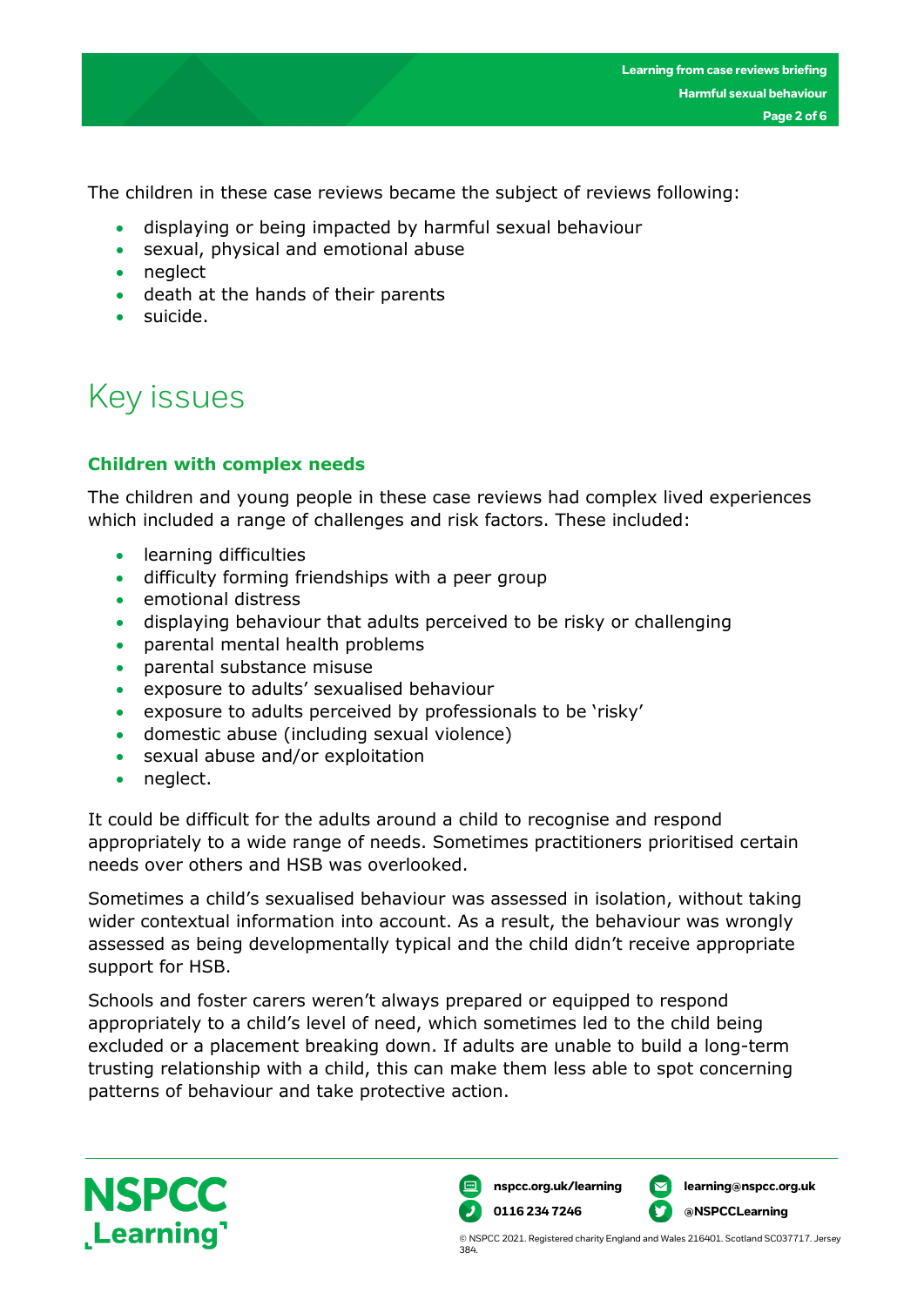The children in these case reviews became the subject of reviews following:

- displaying or being impacted by harmful sexual behaviour
- sexual, physical and emotional abuse
- neglect
- death at the hands of their parents
- suicide.

# Key issues

### Children with complex needs

The children and young people in these case reviews had complex lived experiences which included a range of challenges and risk factors. These included:

- learning difficulties
- difficulty forming friendships with a peer group
- emotional distress
- displaying behaviour that adults perceived to be risky or challenging
- parental mental health problems
- parental substance misuse
- exposure to adults' sexualised behaviour
- exposure to adults perceived by professionals to be 'risky'
- domestic abuse (including sexual violence)
- sexual abuse and/or exploitation
- neglect.

It could be difficult for the adults around a child to recognise and respond appropriately to a wide range of needs. Sometimes practitioners prioritised certain needs over others and HSB was overlooked.

Sometimes a child's sexualised behaviour was assessed in isolation, without taking wider contextual information into account. As a result, the behaviour was wrongly assessed as being developmentally typical and the child didn't receive appropriate support for HSB.

Schools and foster carers weren't always prepared or equipped to respond appropriately to a child's level of need, which sometimes led to the child being excluded or a placement breaking down. If adults are unable to build a long-term trusting relationship with a child, this can make them less able to spot concerning patterns of behaviour and take protective action.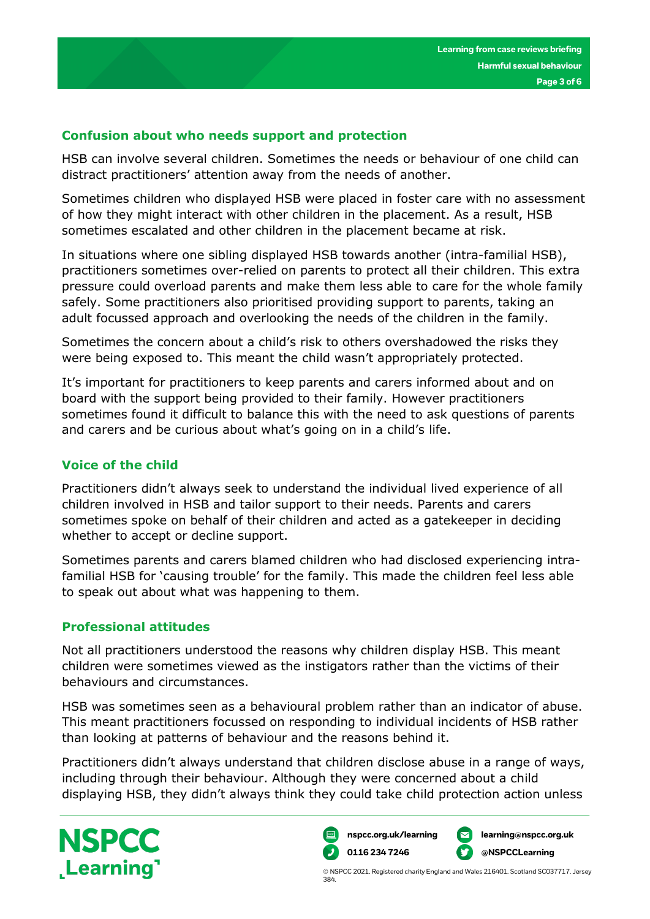## Confusion about who needs support and protection

HSB can involve several children. Sometimes the needs or behaviour of one child can distract practitioners' attention away from the needs of another.

Sometimes children who displayed HSB were placed in foster care with no assessment of how they might interact with other children in the placement. As a result, HSB sometimes escalated and other children in the placement became at risk.

In situations where one sibling displayed HSB towards another (intra-familial HSB), practitioners sometimes over-relied on parents to protect all their children. This extra pressure could overload parents and make them less able to care for the whole family safely. Some practitioners also prioritised providing support to parents, taking an adult focussed approach and overlooking the needs of the children in the family.

Sometimes the concern about a child's risk to others overshadowed the risks they were being exposed to. This meant the child wasn't appropriately protected.

It's important for practitioners to keep parents and carers informed about and on board with the support being provided to their family. However practitioners sometimes found it difficult to balance this with the need to ask questions of parents and carers and be curious about what's going on in a child's life.

## Voice of the child

Practitioners didn't always seek to understand the individual lived experience of all children involved in HSB and tailor support to their needs. Parents and carers sometimes spoke on behalf of their children and acted as a gatekeeper in deciding whether to accept or decline support.

Sometimes parents and carers blamed children who had disclosed experiencing intra-familial HSB for 'causing trouble' for the family. This made the children feel less able to speak out about what was happening to them.

## Professional attitudes

Not all practitioners understood the reasons why children display HSB. This meant children were sometimes viewed as the instigators rather than the victims of their behaviours and circumstances.

HSB was sometimes seen as a behavioural problem rather than an indicator of abuse. This meant practitioners focussed on responding to individual incidents of HSB rather than looking at patterns of behaviour and the reasons behind it.

Practitioners didn't always understand that children disclose abuse in a range of ways, including through their behaviour. Although they were concerned about a child displaying HSB, they didn't always think they could take child protection action unless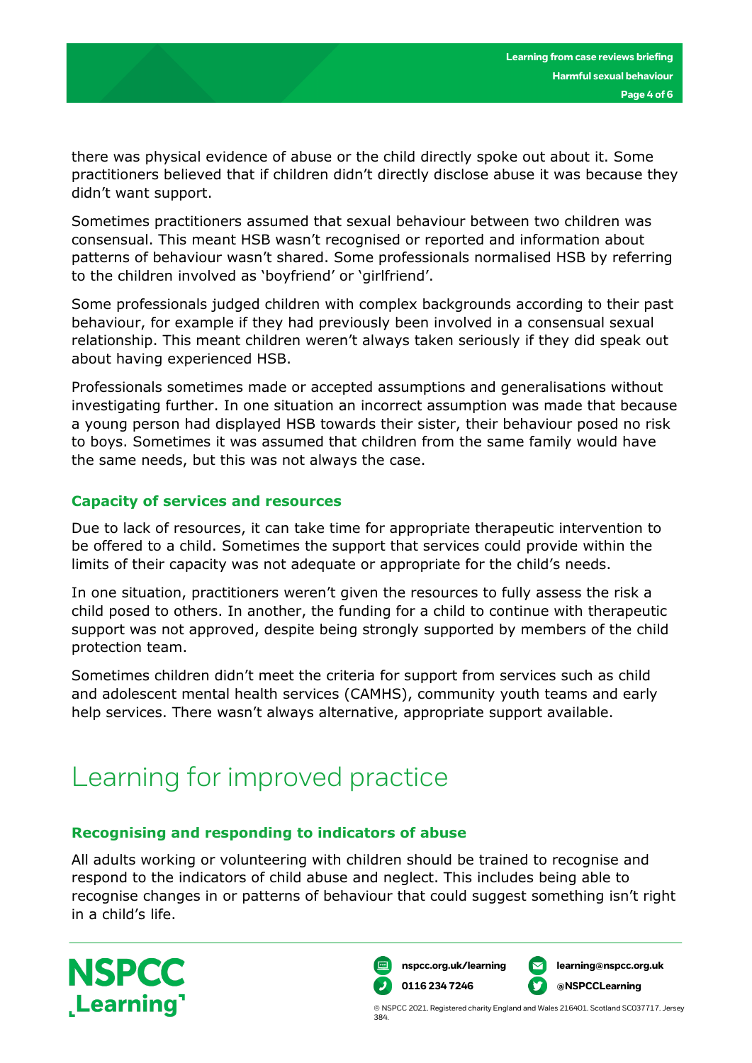there was physical evidence of abuse or the child directly spoke out about it. Some practitioners believed that if children didn't directly disclose abuse it was because they didn't want support.

Sometimes practitioners assumed that sexual behaviour between two children was consensual. This meant HSB wasn't recognised or reported and information about patterns of behaviour wasn't shared. Some professionals normalised HSB by referring to the children involved as 'boyfriend' or 'girlfriend'.

Some professionals judged children with complex backgrounds according to their past behaviour, for example if they had previously been involved in a consensual sexual relationship. This meant children weren't always taken seriously if they did speak out about having experienced HSB.

Professionals sometimes made or accepted assumptions and generalisations without investigating further. In one situation an incorrect assumption was made that because a young person had displayed HSB towards their sister, their behaviour posed no risk to boys. Sometimes it was assumed that children from the same family would have the same needs, but this was not always the case.

### Capacity of services and resources

Due to lack of resources, it can take time for appropriate therapeutic intervention to be offered to a child. Sometimes the support that services could provide within the limits of their capacity was not adequate or appropriate for the child's needs.

In one situation, practitioners weren't given the resources to fully assess the risk a child posed to others. In another, the funding for a child to continue with therapeutic support was not approved, despite being strongly supported by members of the child protection team.

Sometimes children didn't meet the criteria for support from services such as child and adolescent mental health services (CAMHS), community youth teams and early help services. There wasn't always alternative, appropriate support available.

## Learning for improved practice

### Recognising and responding to indicators of abuse

All adults working or volunteering with children should be trained to recognise and respond to the indicators of child abuse and neglect. This includes being able to recognise changes in or patterns of behaviour that could suggest something isn't right in a child's life.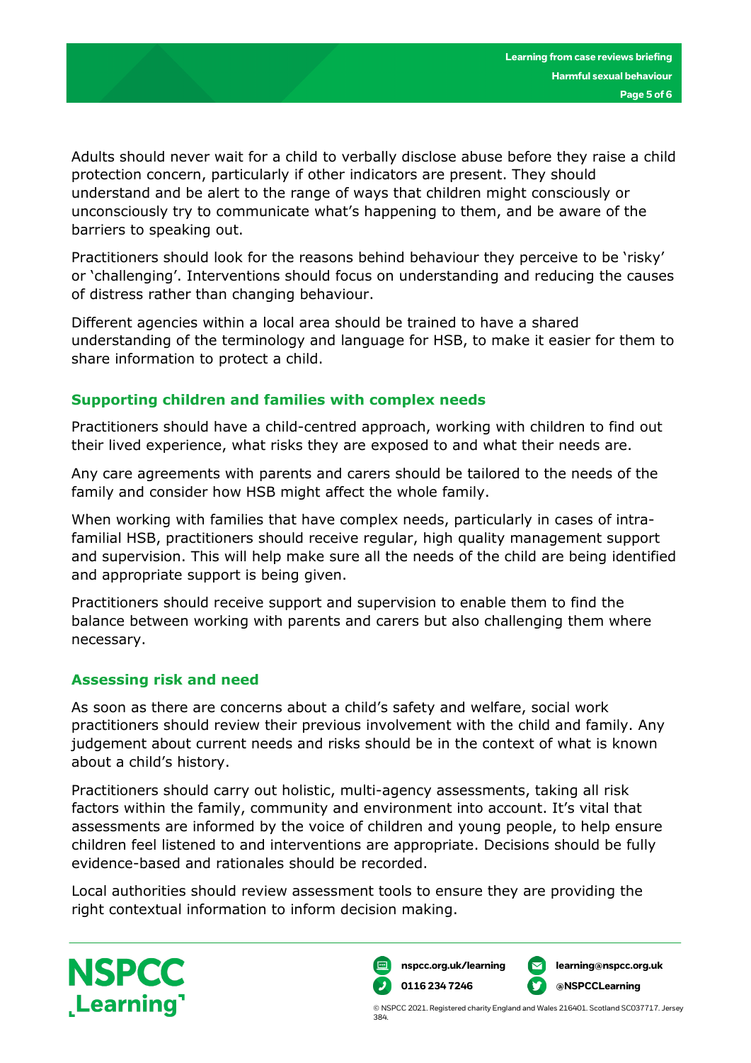Adults should never wait for a child to verbally disclose abuse before they raise a child protection concern, particularly if other indicators are present. They should understand and be alert to the range of ways that children might consciously or unconsciously try to communicate what's happening to them, and be aware of the barriers to speaking out.

Practitioners should look for the reasons behind behaviour they perceive to be 'risky' or 'challenging'. Interventions should focus on understanding and reducing the causes of distress rather than changing behaviour.

Different agencies within a local area should be trained to have a shared understanding of the terminology and language for HSB, to make it easier for them to share information to protect a child.

### Supporting children and families with complex needs

Practitioners should have a child-centred approach, working with children to find out their lived experience, what risks they are exposed to and what their needs are.

Any care agreements with parents and carers should be tailored to the needs of the family and consider how HSB might affect the whole family.

When working with families that have complex needs, particularly in cases of intra-familial HSB, practitioners should receive regular, high quality management support and supervision. This will help make sure all the needs of the child are being identified and appropriate support is being given.

Practitioners should receive support and supervision to enable them to find the balance between working with parents and carers but also challenging them where necessary.

### Assessing risk and need

As soon as there are concerns about a child's safety and welfare, social work practitioners should review their previous involvement with the child and family. Any judgement about current needs and risks should be in the context of what is known about a child's history.

Practitioners should carry out holistic, multi-agency assessments, taking all risk factors within the family, community and environment into account. It's vital that assessments are informed by the voice of children and young people, to help ensure children feel listened to and interventions are appropriate. Decisions should be fully evidence-based and rationales should be recorded.

Local authorities should review assessment tools to ensure they are providing the right contextual information to inform decision making.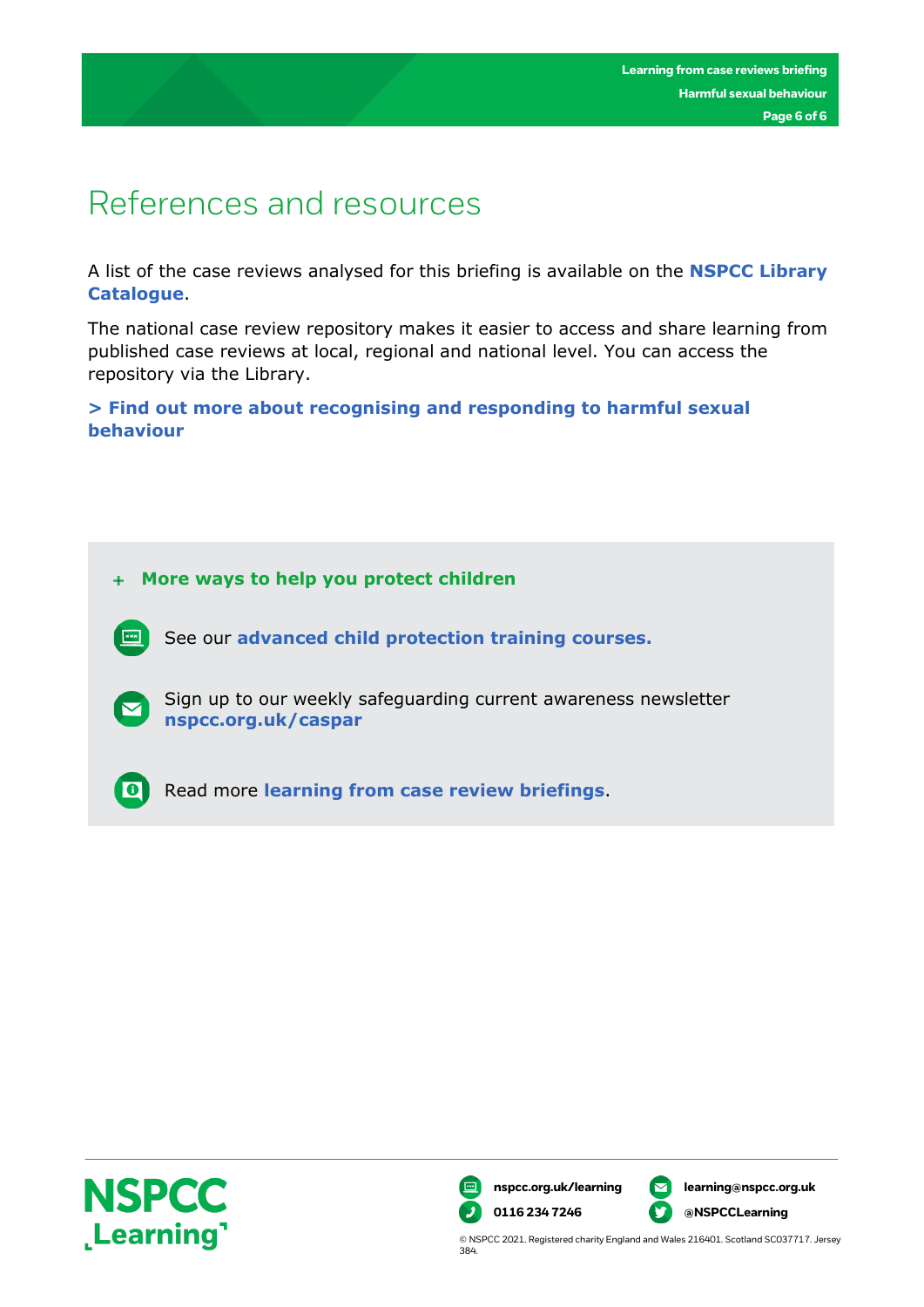# References and resources

A list of the case reviews analysed for this briefing is available on the **NSPCC Library Catalogue**.

The national case review repository makes it easier to access and share learning from published case reviews at local, regional and national level. You can access the repository via the Library.

**> Find out more about recognising and responding to harmful sexual behaviour**

**+ More ways to help you protect children**

See our **advanced child protection training courses.**

Sign up to our weekly safeguarding current awareness newsletter **nspcc.org.uk/caspar**

Read more **learning from case review briefings**.

NSPCC Learning

nspcc.org.uk/learning

0116 234 7246

learning@nspcc.org.uk

@NSPCCLearning

© NSPCC 2021. Registered charity England and Wales 216401. Scotland SC037717. Jersey 384.